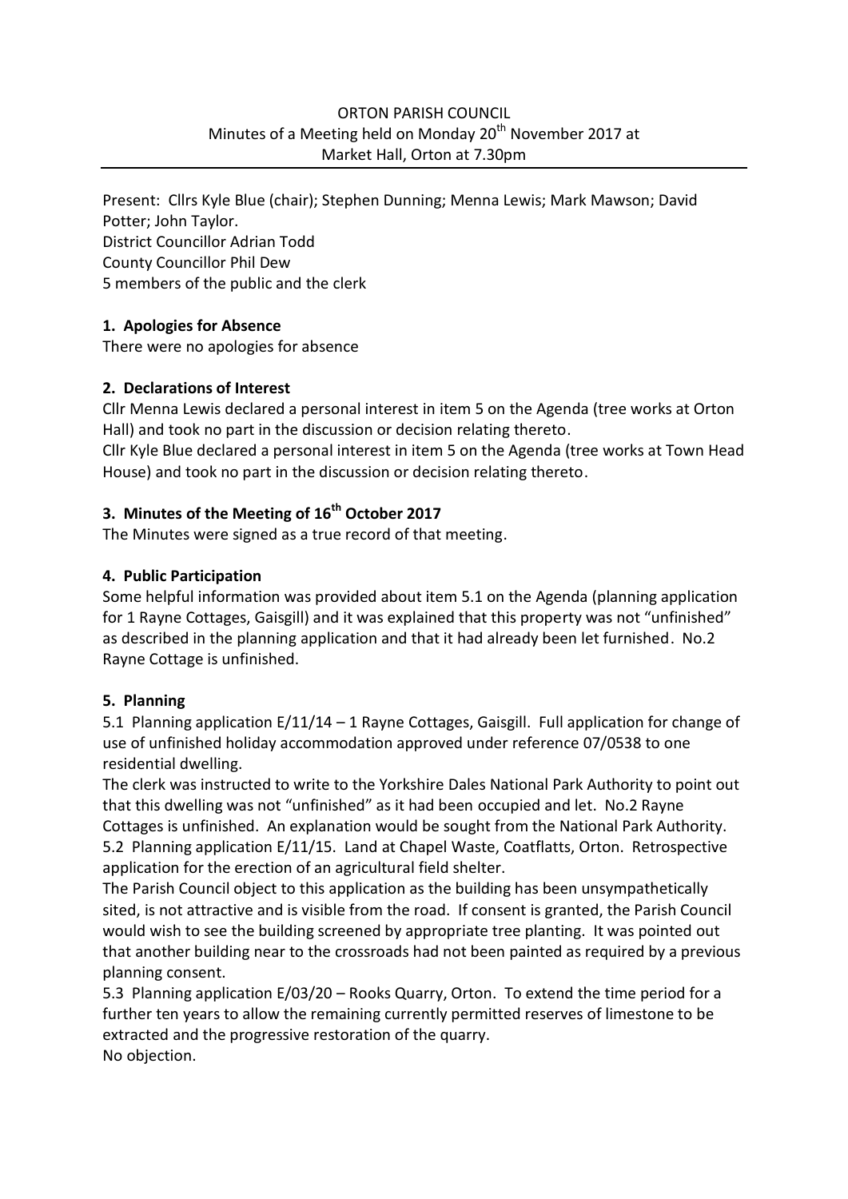ORTON PARISH COUNCIL
Minutes of a Meeting held on Monday 20th November 2017 at
Market Hall, Orton at 7.30pm

---

Present: Cllrs Kyle Blue (chair); Stephen Dunning; Menna Lewis; Mark Mawson; David Potter; John Taylor.
District Councillor Adrian Todd
County Councillor Phil Dew
5 members of the public and the clerk

## 1. Apologies for Absence

There were no apologies for absence

## 2. Declarations of Interest

Cllr Menna Lewis declared a personal interest in item 5 on the Agenda (tree works at Orton Hall) and took no part in the discussion or decision relating thereto.
Cllr Kyle Blue declared a personal interest in item 5 on the Agenda (tree works at Town Head House) and took no part in the discussion or decision relating thereto.

## 3. Minutes of the Meeting of 16th October 2017

The Minutes were signed as a true record of that meeting.

## 4. Public Participation

Some helpful information was provided about item 5.1 on the Agenda (planning application for 1 Rayne Cottages, Gaisgill) and it was explained that this property was not "unfinished" as described in the planning application and that it had already been let furnished. No.2 Rayne Cottage is unfinished.

## 5. Planning

5.1 Planning application E/11/14 – 1 Rayne Cottages, Gaisgill. Full application for change of use of unfinished holiday accommodation approved under reference 07/0538 to one residential dwelling.
The clerk was instructed to write to the Yorkshire Dales National Park Authority to point out that this dwelling was not "unfinished" as it had been occupied and let. No.2 Rayne Cottages is unfinished. An explanation would be sought from the National Park Authority.
5.2 Planning application E/11/15. Land at Chapel Waste, Coatflatts, Orton. Retrospective application for the erection of an agricultural field shelter.
The Parish Council object to this application as the building has been unsympathetically sited, is not attractive and is visible from the road. If consent is granted, the Parish Council would wish to see the building screened by appropriate tree planting. It was pointed out that another building near to the crossroads had not been painted as required by a previous planning consent.
5.3 Planning application E/03/20 – Rooks Quarry, Orton. To extend the time period for a further ten years to allow the remaining currently permitted reserves of limestone to be extracted and the progressive restoration of the quarry.
No objection.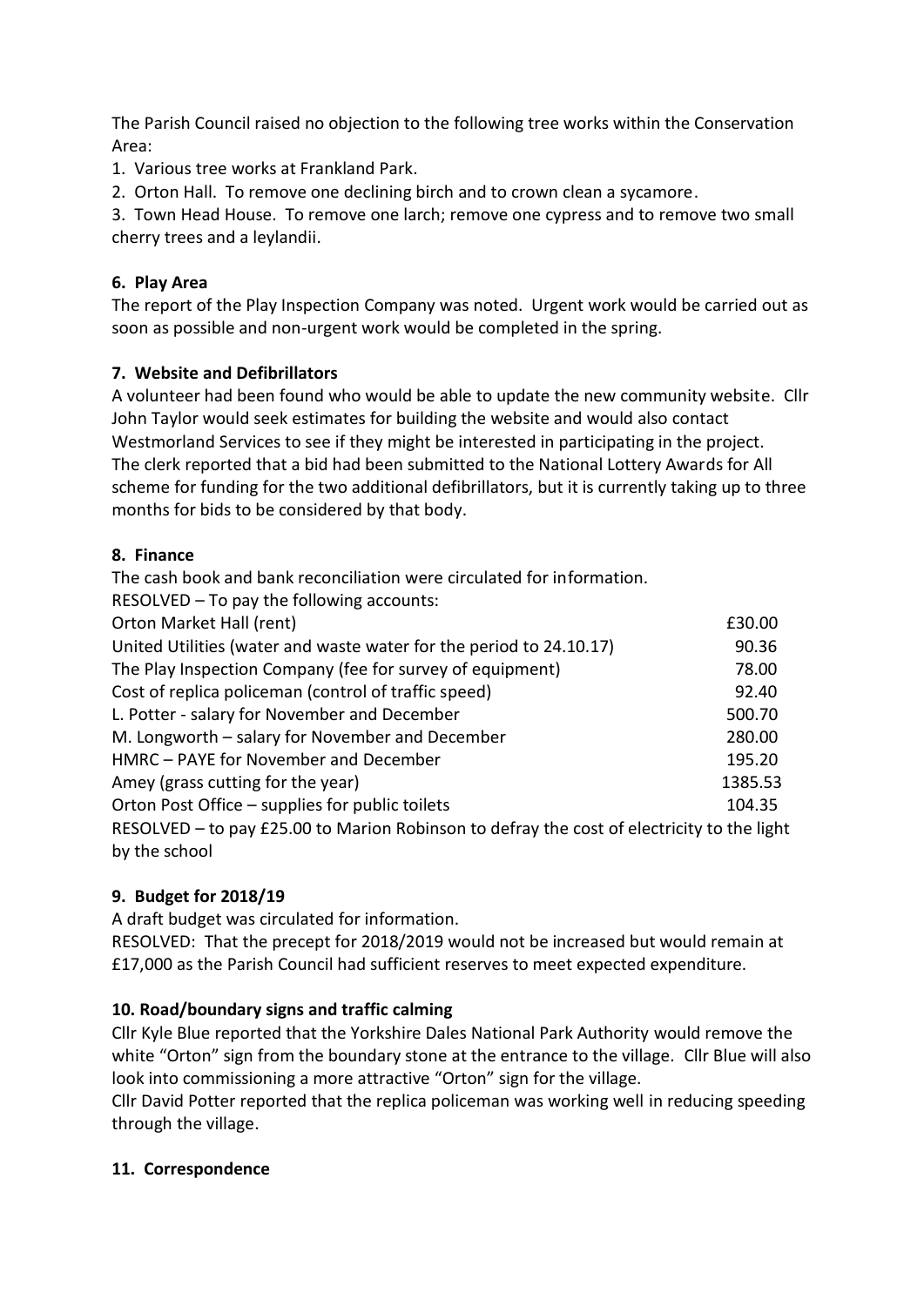The Parish Council raised no objection to the following tree works within the Conservation Area:

1. Various tree works at Frankland Park.
2. Orton Hall. To remove one declining birch and to crown clean a sycamore.
3. Town Head House. To remove one larch; remove one cypress and to remove two small cherry trees and a leylandii.

**6. Play Area**

The report of the Play Inspection Company was noted. Urgent work would be carried out as soon as possible and non-urgent work would be completed in the spring.

**7. Website and Defibrillators**

A volunteer had been found who would be able to update the new community website. Cllr John Taylor would seek estimates for building the website and would also contact Westmorland Services to see if they might be interested in participating in the project.
The clerk reported that a bid had been submitted to the National Lottery Awards for All scheme for funding for the two additional defibrillators, but it is currently taking up to three months for bids to be considered by that body.

**8. Finance**

The cash book and bank reconciliation were circulated for information.

RESOLVED – To pay the following accounts:

| | |
|---|---|
| Orton Market Hall (rent) | £30.00 |
| United Utilities (water and waste water for the period to 24.10.17) | 90.36 |
| The Play Inspection Company (fee for survey of equipment) | 78.00 |
| Cost of replica policeman (control of traffic speed) | 92.40 |
| L. Potter - salary for November and December | 500.70 |
| M. Longworth – salary for November and December | 280.00 |
| HMRC – PAYE for November and December | 195.20 |
| Amey (grass cutting for the year) | 1385.53 |
| Orton Post Office – supplies for public toilets | 104.35 |

RESOLVED – to pay £25.00 to Marion Robinson to defray the cost of electricity to the light by the school

**9. Budget for 2018/19**

A draft budget was circulated for information.

RESOLVED: That the precept for 2018/2019 would not be increased but would remain at £17,000 as the Parish Council had sufficient reserves to meet expected expenditure.

**10. Road/boundary signs and traffic calming**

Cllr Kyle Blue reported that the Yorkshire Dales National Park Authority would remove the white "Orton" sign from the boundary stone at the entrance to the village. Cllr Blue will also look into commissioning a more attractive "Orton" sign for the village.

Cllr David Potter reported that the replica policeman was working well in reducing speeding through the village.

**11. Correspondence**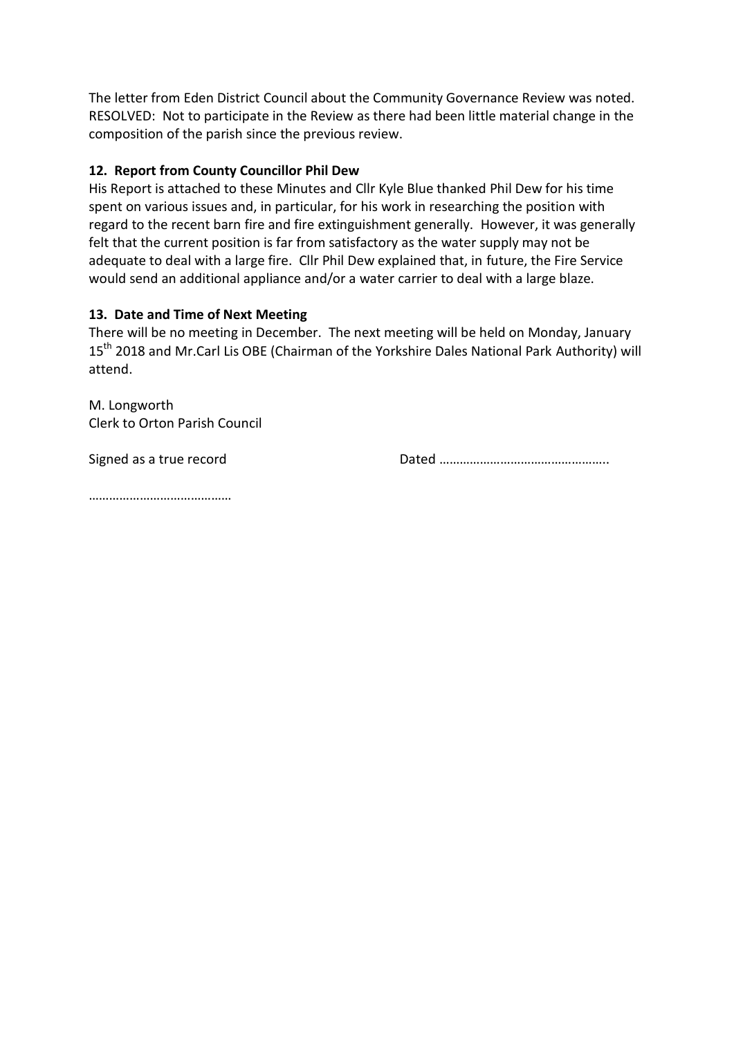The letter from Eden District Council about the Community Governance Review was noted. RESOLVED: Not to participate in the Review as there had been little material change in the composition of the parish since the previous review.

**12. Report from County Councillor Phil Dew**

His Report is attached to these Minutes and Cllr Kyle Blue thanked Phil Dew for his time spent on various issues and, in particular, for his work in researching the position with regard to the recent barn fire and fire extinguishment generally. However, it was generally felt that the current position is far from satisfactory as the water supply may not be adequate to deal with a large fire. Cllr Phil Dew explained that, in future, the Fire Service would send an additional appliance and/or a water carrier to deal with a large blaze.

**13. Date and Time of Next Meeting**

There will be no meeting in December. The next meeting will be held on Monday, January 15th 2018 and Mr.Carl Lis OBE (Chairman of the Yorkshire Dales National Park Authority) will attend.

M. Longworth
Clerk to Orton Parish Council

Signed as a true record Dated …………………………………………..

……………………………………